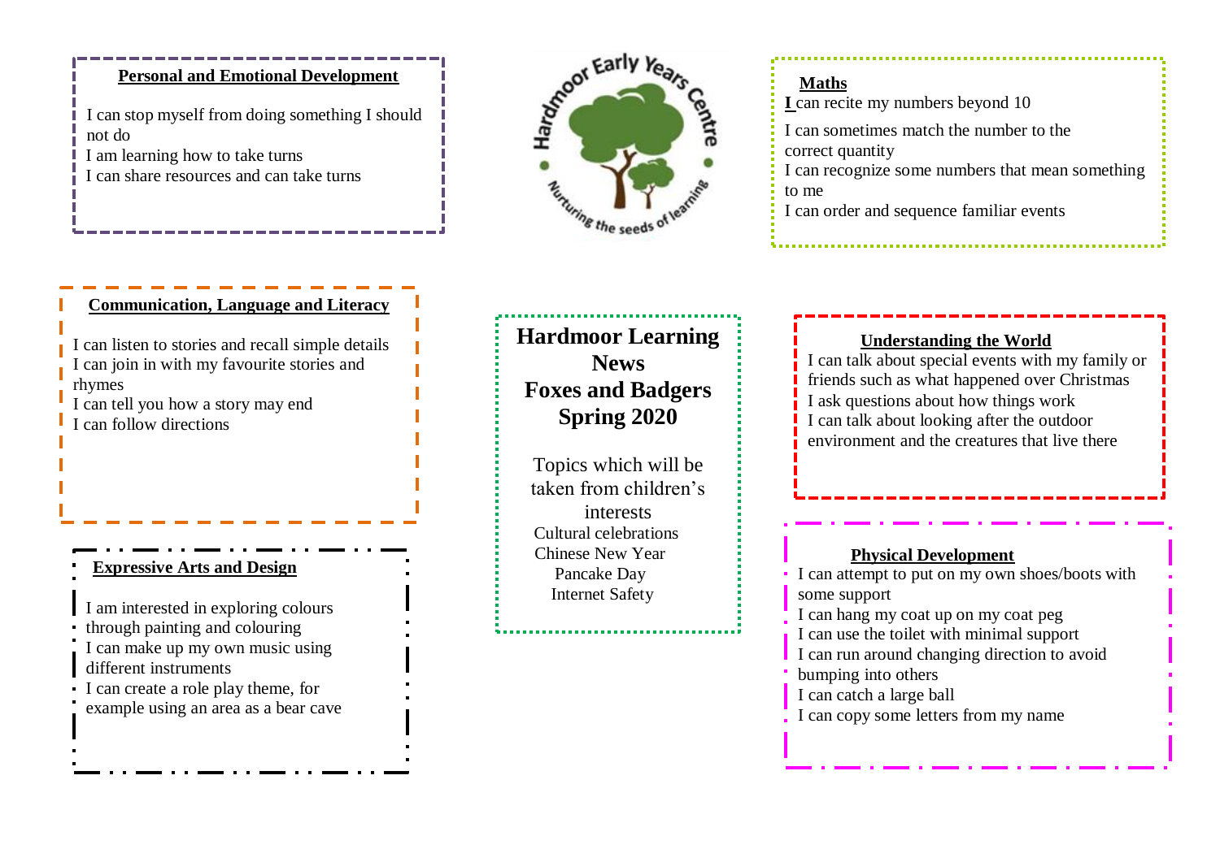# Hardmoor Learning News

# Foxes and Badgers Spring 2020

Topics which will be taken from children's interests

Cultural celebrations
Chinese New Year
Pancake Day
Internet Safety

## Personal and Emotional Development

I can stop myself from doing something I should not do
I am learning how to take turns
I can share resources and can take turns

## Maths

I can recite my numbers beyond 10
I can sometimes match the number to the correct quantity
I can recognize some numbers that mean something to me
I can order and sequence familiar events

## Communication, Language and Literacy

I can listen to stories and recall simple details
I can join in with my favourite stories and rhymes
I can tell you how a story may end
I can follow directions

## Understanding the World

I can talk about special events with my family or friends such as what happened over Christmas
I ask questions about how things work
I can talk about looking after the outdoor environment and the creatures that live there

## Expressive Arts and Design

I am interested in exploring colours through painting and colouring
I can make up my own music using different instruments
I can create a role play theme, for example using an area as a bear cave

## Physical Development

I can attempt to put on my own shoes/boots with some support
I can hang my coat up on my coat peg
I can use the toilet with minimal support
I can run around changing direction to avoid bumping into others
I can catch a large ball
I can copy some letters from my name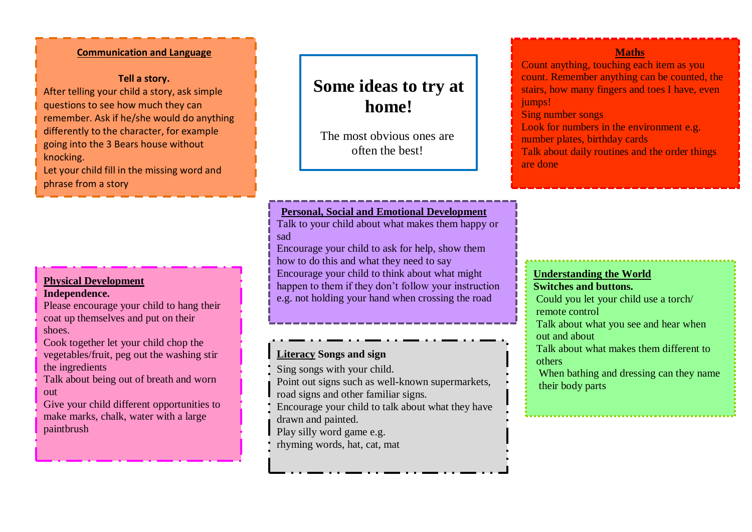# Some ideas to try at home!

The most obvious ones are often the best!

## Communication and Language

**Tell a story.**

After telling your child a story, ask simple questions to see how much they can remember. Ask if he/she would do anything differently to the character, for example going into the 3 Bears house without knocking.

Let your child fill in the missing word and phrase from a story

## Maths

Count anything, touching each item as you count. Remember anything can be counted, the stairs, how many fingers and toes I have, even jumps!

Sing number songs

Look for numbers in the environment e.g. number plates, birthday cards

Talk about daily routines and the order things are done

## Personal, Social and Emotional Development

Talk to your child about what makes them happy or sad

Encourage your child to ask for help, show them how to do this and what they need to say

Encourage your child to think about what might happen to them if they don't follow your instruction e.g. not holding your hand when crossing the road

## Physical Development

**Independence.**

Please encourage your child to hang their coat up themselves and put on their shoes.

Cook together let your child chop the vegetables/fruit, peg out the washing stir the ingredients

Talk about being out of breath and worn out

Give your child different opportunities to make marks, chalk, water with a large paintbrush

## Understanding the World

**Switches and buttons.**

Could you let your child use a torch/ remote control

Talk about what you see and hear when out and about

Talk about what makes them different to others

When bathing and dressing can they name their body parts

## Literacy Songs and sign

Sing songs with your child.

Point out signs such as well-known supermarkets, road signs and other familiar signs.

Encourage your child to talk about what they have drawn and painted.

Play silly word game e.g. rhyming words, hat, cat, mat